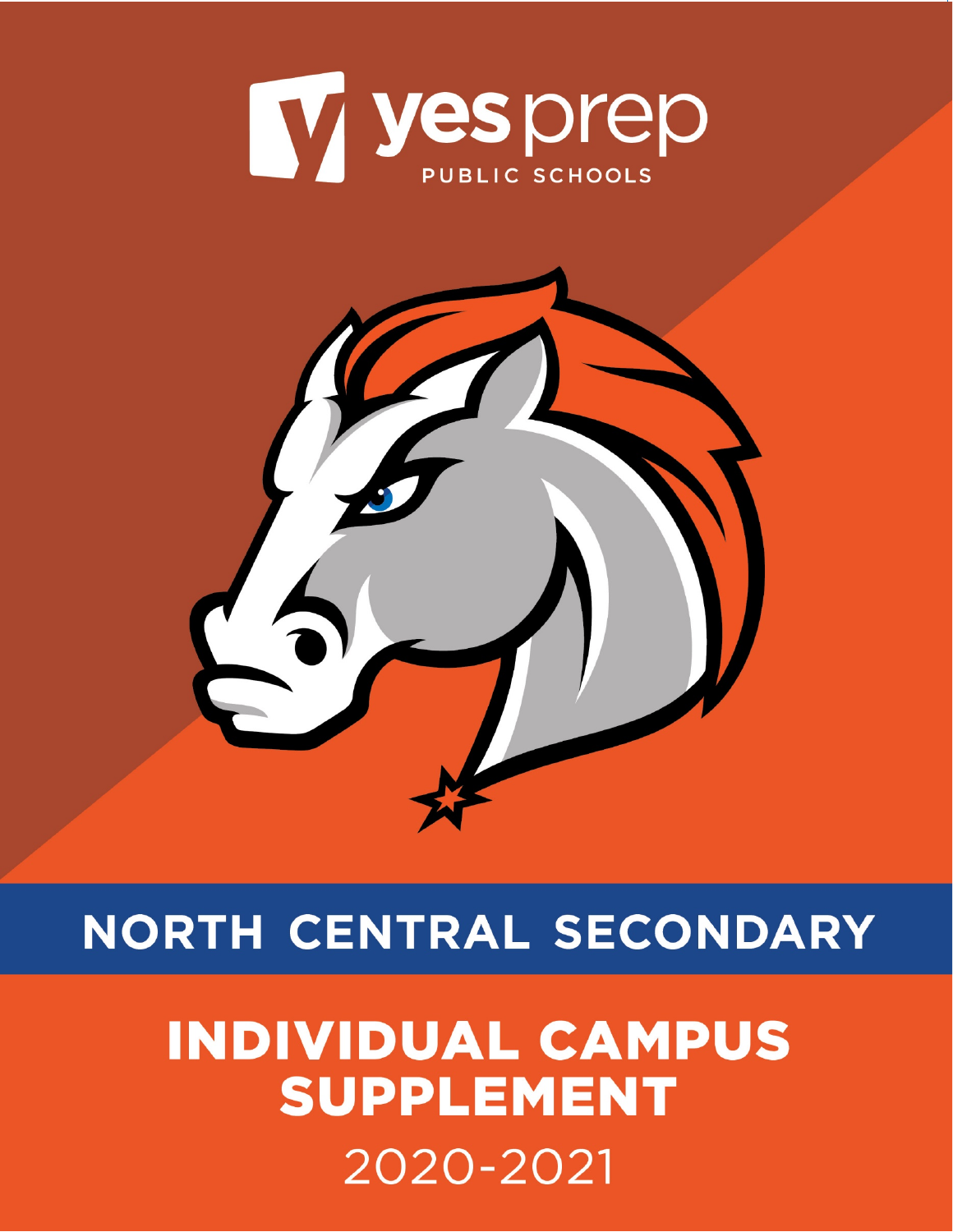yes prep

PUBLIC SCHOOLS

# NORTH CENTRAL SECONDARY

# INDIVIDUAL CAMPUS SUPPLEMENT

2020-2021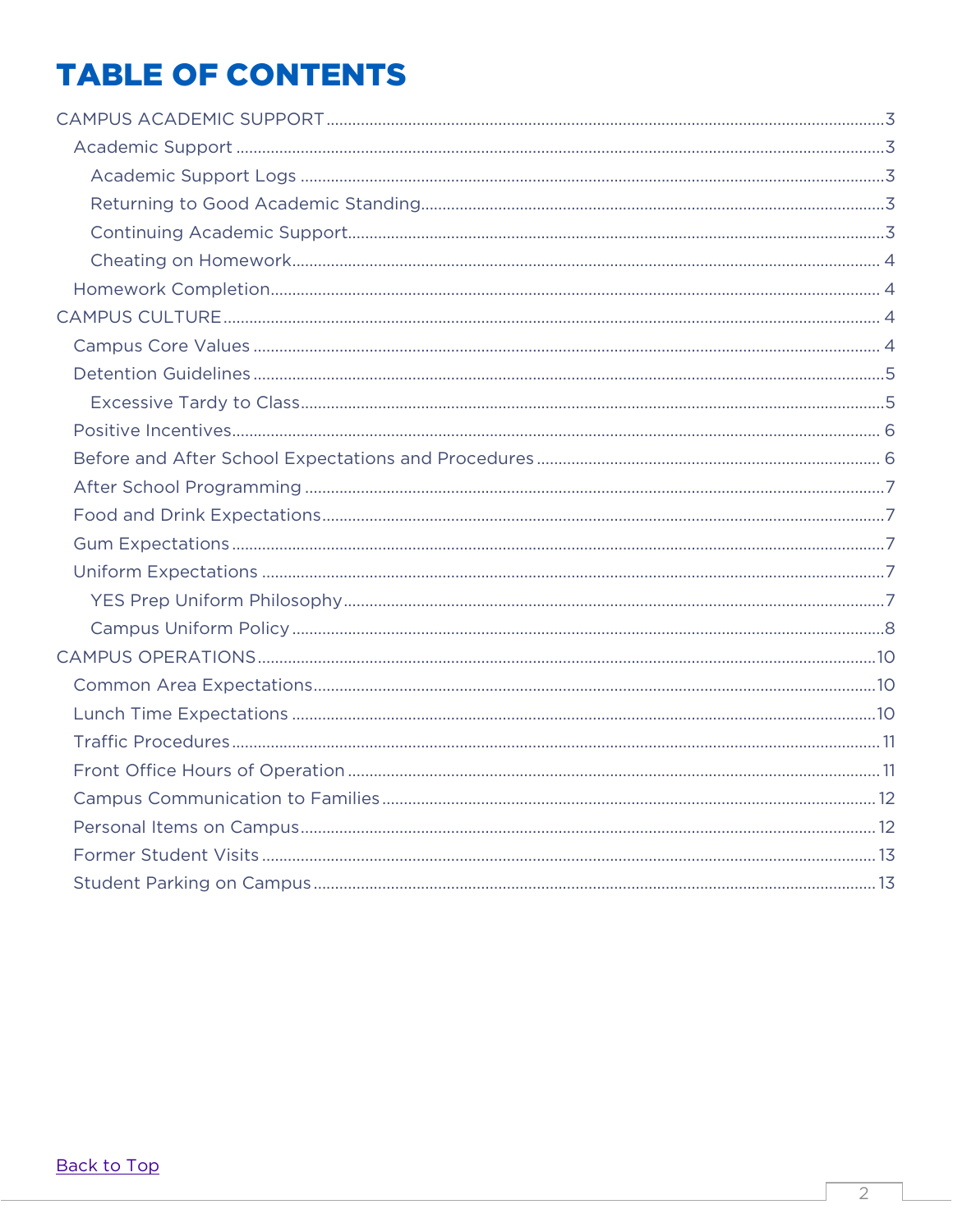# TABLE OF CONTENTS

- CAMPUS ACADEMIC SUPPORT ........ 3
  - Academic Support ........ 3
    - Academic Support Logs ........ 3
    - Returning to Good Academic Standing ........ 3
    - Continuing Academic Support ........ 3
    - Cheating on Homework ........ 4
  - Homework Completion ........ 4
- CAMPUS CULTURE ........ 4
  - Campus Core Values ........ 4
  - Detention Guidelines ........ 5
    - Excessive Tardy to Class ........ 5
  - Positive Incentives ........ 6
  - Before and After School Expectations and Procedures ........ 6
  - After School Programming ........ 7
  - Food and Drink Expectations ........ 7
  - Gum Expectations ........ 7
  - Uniform Expectations ........ 7
    - YES Prep Uniform Philosophy ........ 7
    - Campus Uniform Policy ........ 8
- CAMPUS OPERATIONS ........ 10
  - Common Area Expectations ........ 10
  - Lunch Time Expectations ........ 10
  - Traffic Procedures ........ 11
  - Front Office Hours of Operation ........ 11
  - Campus Communication to Families ........ 12
  - Personal Items on Campus ........ 12
  - Former Student Visits ........ 13
  - Student Parking on Campus ........ 13

Back to Top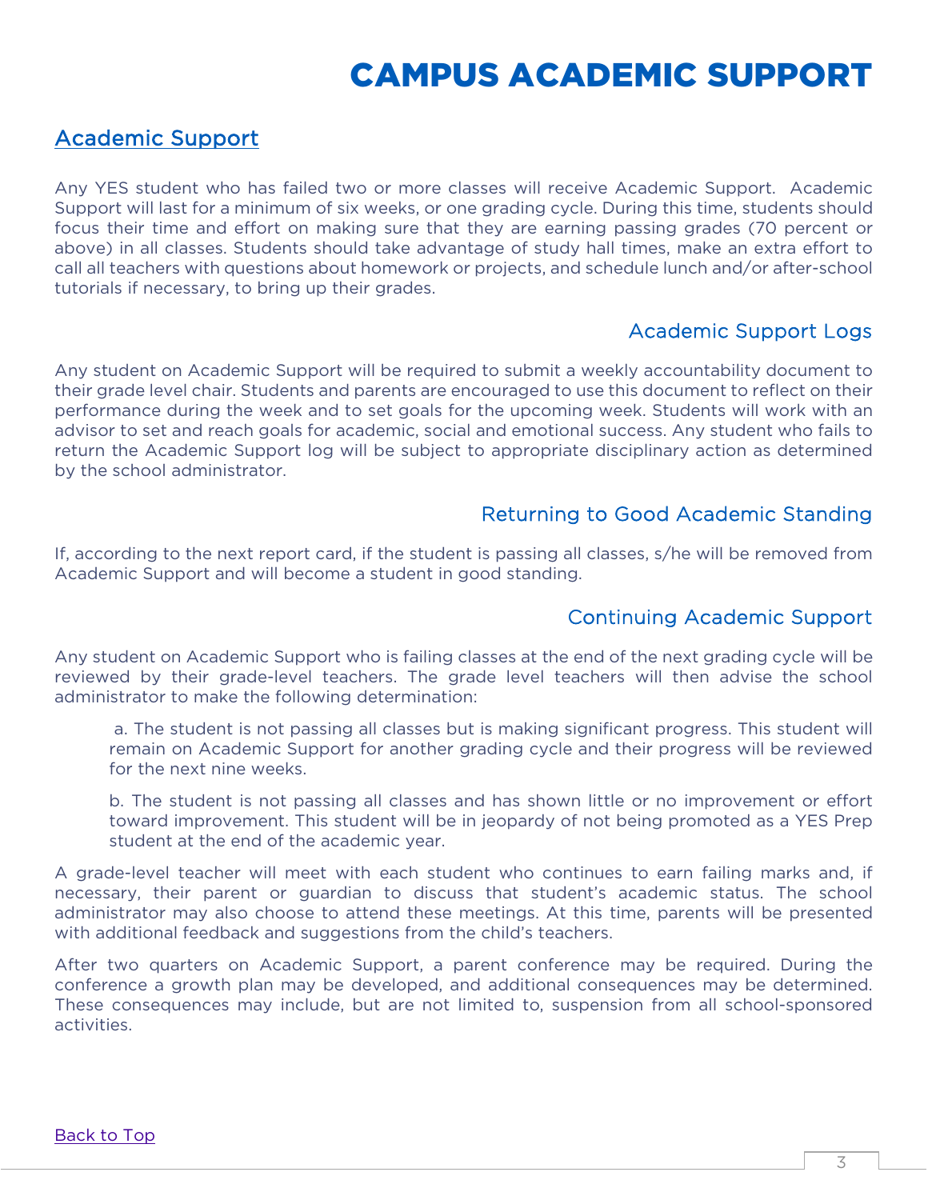# CAMPUS ACADEMIC SUPPORT

## Academic Support

Any YES student who has failed two or more classes will receive Academic Support. Academic Support will last for a minimum of six weeks, or one grading cycle. During this time, students should focus their time and effort on making sure that they are earning passing grades (70 percent or above) in all classes. Students should take advantage of study hall times, make an extra effort to call all teachers with questions about homework or projects, and schedule lunch and/or after-school tutorials if necessary, to bring up their grades.

### Academic Support Logs

Any student on Academic Support will be required to submit a weekly accountability document to their grade level chair. Students and parents are encouraged to use this document to reflect on their performance during the week and to set goals for the upcoming week. Students will work with an advisor to set and reach goals for academic, social and emotional success. Any student who fails to return the Academic Support log will be subject to appropriate disciplinary action as determined by the school administrator.

### Returning to Good Academic Standing

If, according to the next report card, if the student is passing all classes, s/he will be removed from Academic Support and will become a student in good standing.

### Continuing Academic Support

Any student on Academic Support who is failing classes at the end of the next grading cycle will be reviewed by their grade-level teachers. The grade level teachers will then advise the school administrator to make the following determination:

a. The student is not passing all classes but is making significant progress. This student will remain on Academic Support for another grading cycle and their progress will be reviewed for the next nine weeks.

b. The student is not passing all classes and has shown little or no improvement or effort toward improvement. This student will be in jeopardy of not being promoted as a YES Prep student at the end of the academic year.

A grade-level teacher will meet with each student who continues to earn failing marks and, if necessary, their parent or guardian to discuss that student's academic status. The school administrator may also choose to attend these meetings. At this time, parents will be presented with additional feedback and suggestions from the child's teachers.

After two quarters on Academic Support, a parent conference may be required. During the conference a growth plan may be developed, and additional consequences may be determined. These consequences may include, but are not limited to, suspension from all school-sponsored activities.

Back to Top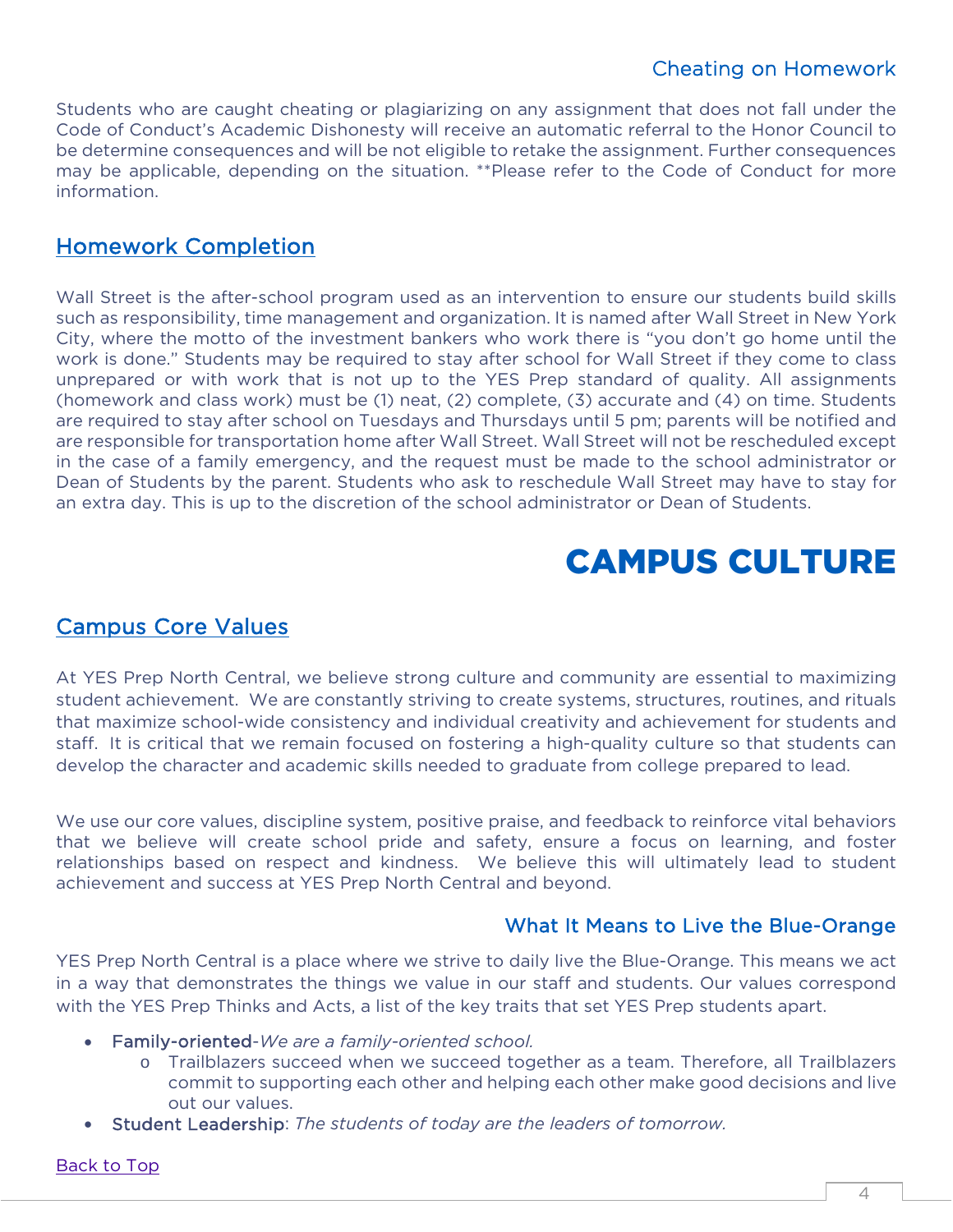### Cheating on Homework

Students who are caught cheating or plagiarizing on any assignment that does not fall under the Code of Conduct's Academic Dishonesty will receive an automatic referral to the Honor Council to be determine consequences and will be not eligible to retake the assignment. Further consequences may be applicable, depending on the situation. **Please refer to the Code of Conduct for more information.

## Homework Completion

Wall Street is the after-school program used as an intervention to ensure our students build skills such as responsibility, time management and organization. It is named after Wall Street in New York City, where the motto of the investment bankers who work there is "you don't go home until the work is done." Students may be required to stay after school for Wall Street if they come to class unprepared or with work that is not up to the YES Prep standard of quality. All assignments (homework and class work) must be (1) neat, (2) complete, (3) accurate and (4) on time. Students are required to stay after school on Tuesdays and Thursdays until 5 pm; parents will be notified and are responsible for transportation home after Wall Street. Wall Street will not be rescheduled except in the case of a family emergency, and the request must be made to the school administrator or Dean of Students by the parent. Students who ask to reschedule Wall Street may have to stay for an extra day. This is up to the discretion of the school administrator or Dean of Students.

# CAMPUS CULTURE

## Campus Core Values

At YES Prep North Central, we believe strong culture and community are essential to maximizing student achievement. We are constantly striving to create systems, structures, routines, and rituals that maximize school-wide consistency and individual creativity and achievement for students and staff. It is critical that we remain focused on fostering a high-quality culture so that students can develop the character and academic skills needed to graduate from college prepared to lead.

We use our core values, discipline system, positive praise, and feedback to reinforce vital behaviors that we believe will create school pride and safety, ensure a focus on learning, and foster relationships based on respect and kindness. We believe this will ultimately lead to student achievement and success at YES Prep North Central and beyond.

### What It Means to Live the Blue-Orange

YES Prep North Central is a place where we strive to daily live the Blue-Orange. This means we act in a way that demonstrates the things we value in our staff and students. Our values correspond with the YES Prep Thinks and Acts, a list of the key traits that set YES Prep students apart.

- Family-oriented-*We are a family-oriented school.*
  - Trailblazers succeed when we succeed together as a team. Therefore, all Trailblazers commit to supporting each other and helping each other make good decisions and live out our values.
- Student Leadership: *The students of today are the leaders of tomorrow.*

Back to Top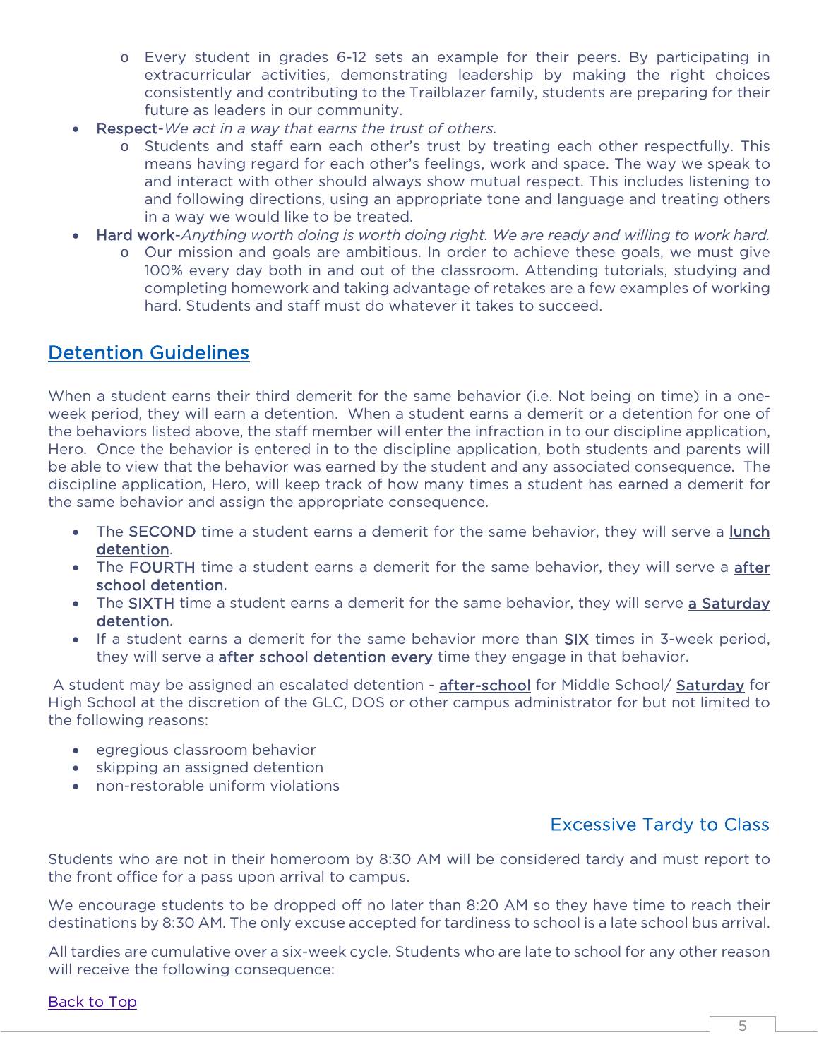- Every student in grades 6-12 sets an example for their peers. By participating in extracurricular activities, demonstrating leadership by making the right choices consistently and contributing to the Trailblazer family, students are preparing for their future as leaders in our community.
- Respect-*We act in a way that earns the trust of others.*
  - Students and staff earn each other's trust by treating each other respectfully. This means having regard for each other's feelings, work and space. The way we speak to and interact with other should always show mutual respect. This includes listening to and following directions, using an appropriate tone and language and treating others in a way we would like to be treated.
- Hard work-*Anything worth doing is worth doing right. We are ready and willing to work hard.*
  - Our mission and goals are ambitious. In order to achieve these goals, we must give 100% every day both in and out of the classroom. Attending tutorials, studying and completing homework and taking advantage of retakes are a few examples of working hard. Students and staff must do whatever it takes to succeed.

## Detention Guidelines

When a student earns their third demerit for the same behavior (i.e. Not being on time) in a one-week period, they will earn a detention. When a student earns a demerit or a detention for one of the behaviors listed above, the staff member will enter the infraction in to our discipline application, Hero. Once the behavior is entered in to the discipline application, both students and parents will be able to view that the behavior was earned by the student and any associated consequence. The discipline application, Hero, will keep track of how many times a student has earned a demerit for the same behavior and assign the appropriate consequence.

- The SECOND time a student earns a demerit for the same behavior, they will serve a <u>lunch detention</u>.
- The FOURTH time a student earns a demerit for the same behavior, they will serve a <u>after school detention</u>.
- The SIXTH time a student earns a demerit for the same behavior, they will serve <u>a Saturday detention</u>.
- If a student earns a demerit for the same behavior more than SIX times in 3-week period, they will serve a <u>after school detention</u> <u>every</u> time they engage in that behavior.

A student may be assigned an escalated detention - <u>after-school</u> for Middle School/ <u>Saturday</u> for High School at the discretion of the GLC, DOS or other campus administrator for but not limited to the following reasons:

- egregious classroom behavior
- skipping an assigned detention
- non-restorable uniform violations

### Excessive Tardy to Class

Students who are not in their homeroom by 8:30 AM will be considered tardy and must report to the front office for a pass upon arrival to campus.

We encourage students to be dropped off no later than 8:20 AM so they have time to reach their destinations by 8:30 AM. The only excuse accepted for tardiness to school is a late school bus arrival.

All tardies are cumulative over a six-week cycle. Students who are late to school for any other reason will receive the following consequence:

Back to Top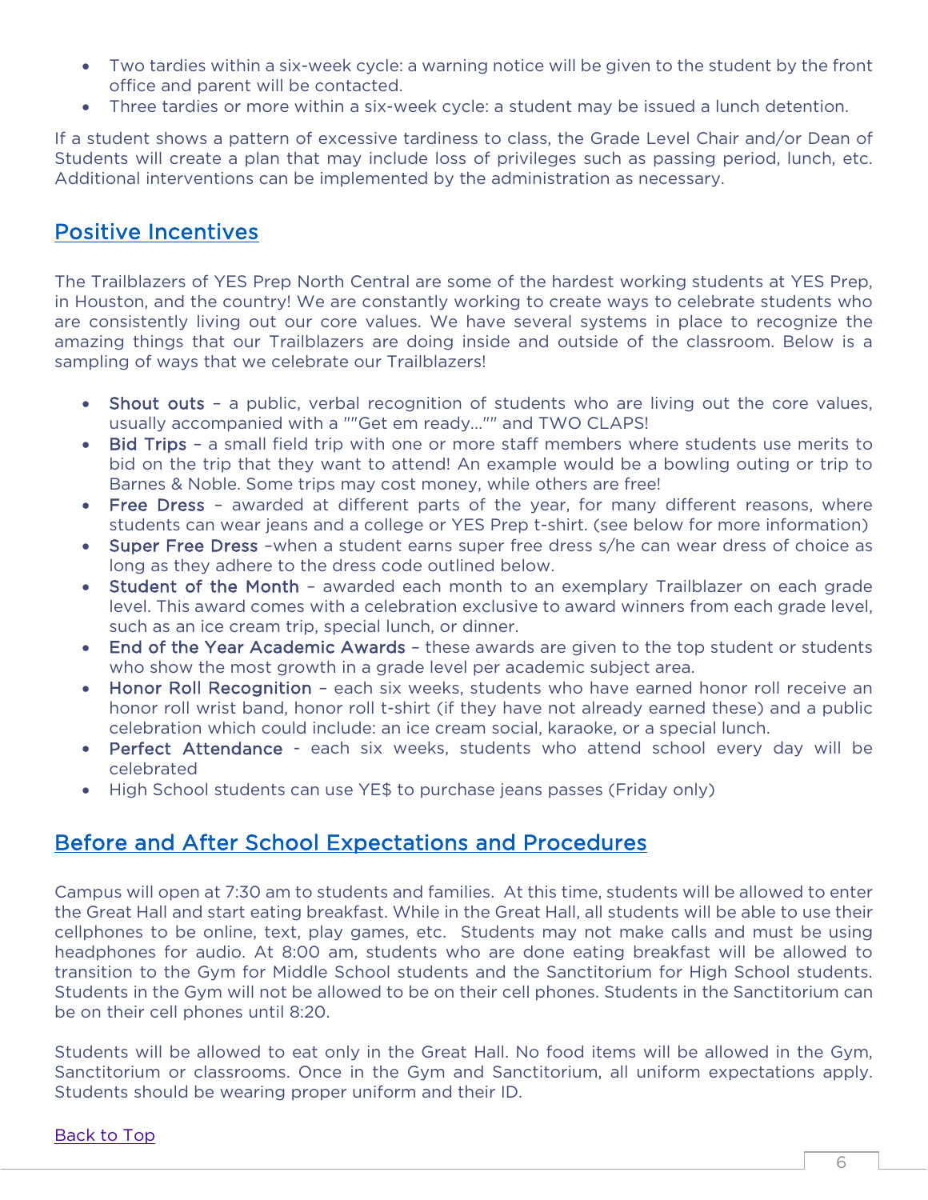- Two tardies within a six-week cycle: a warning notice will be given to the student by the front office and parent will be contacted.
- Three tardies or more within a six-week cycle: a student may be issued a lunch detention.

If a student shows a pattern of excessive tardiness to class, the Grade Level Chair and/or Dean of Students will create a plan that may include loss of privileges such as passing period, lunch, etc. Additional interventions can be implemented by the administration as necessary.

## Positive Incentives

The Trailblazers of YES Prep North Central are some of the hardest working students at YES Prep, in Houston, and the country! We are constantly working to create ways to celebrate students who are consistently living out our core values. We have several systems in place to recognize the amazing things that our Trailblazers are doing inside and outside of the classroom. Below is a sampling of ways that we celebrate our Trailblazers!

- Shout outs – a public, verbal recognition of students who are living out the core values, usually accompanied with a ""Get em ready…"" and TWO CLAPS!
- Bid Trips – a small field trip with one or more staff members where students use merits to bid on the trip that they want to attend! An example would be a bowling outing or trip to Barnes & Noble. Some trips may cost money, while others are free!
- Free Dress – awarded at different parts of the year, for many different reasons, where students can wear jeans and a college or YES Prep t-shirt. (see below for more information)
- Super Free Dress –when a student earns super free dress s/he can wear dress of choice as long as they adhere to the dress code outlined below.
- Student of the Month – awarded each month to an exemplary Trailblazer on each grade level. This award comes with a celebration exclusive to award winners from each grade level, such as an ice cream trip, special lunch, or dinner.
- End of the Year Academic Awards – these awards are given to the top student or students who show the most growth in a grade level per academic subject area.
- Honor Roll Recognition – each six weeks, students who have earned honor roll receive an honor roll wrist band, honor roll t-shirt (if they have not already earned these) and a public celebration which could include: an ice cream social, karaoke, or a special lunch.
- Perfect Attendance - each six weeks, students who attend school every day will be celebrated
- High School students can use YE$ to purchase jeans passes (Friday only)

## Before and After School Expectations and Procedures

Campus will open at 7:30 am to students and families. At this time, students will be allowed to enter the Great Hall and start eating breakfast. While in the Great Hall, all students will be able to use their cellphones to be online, text, play games, etc. Students may not make calls and must be using headphones for audio. At 8:00 am, students who are done eating breakfast will be allowed to transition to the Gym for Middle School students and the Sanctitorium for High School students. Students in the Gym will not be allowed to be on their cell phones. Students in the Sanctitorium can be on their cell phones until 8:20.

Students will be allowed to eat only in the Great Hall. No food items will be allowed in the Gym, Sanctitorium or classrooms. Once in the Gym and Sanctitorium, all uniform expectations apply. Students should be wearing proper uniform and their ID.

Back to Top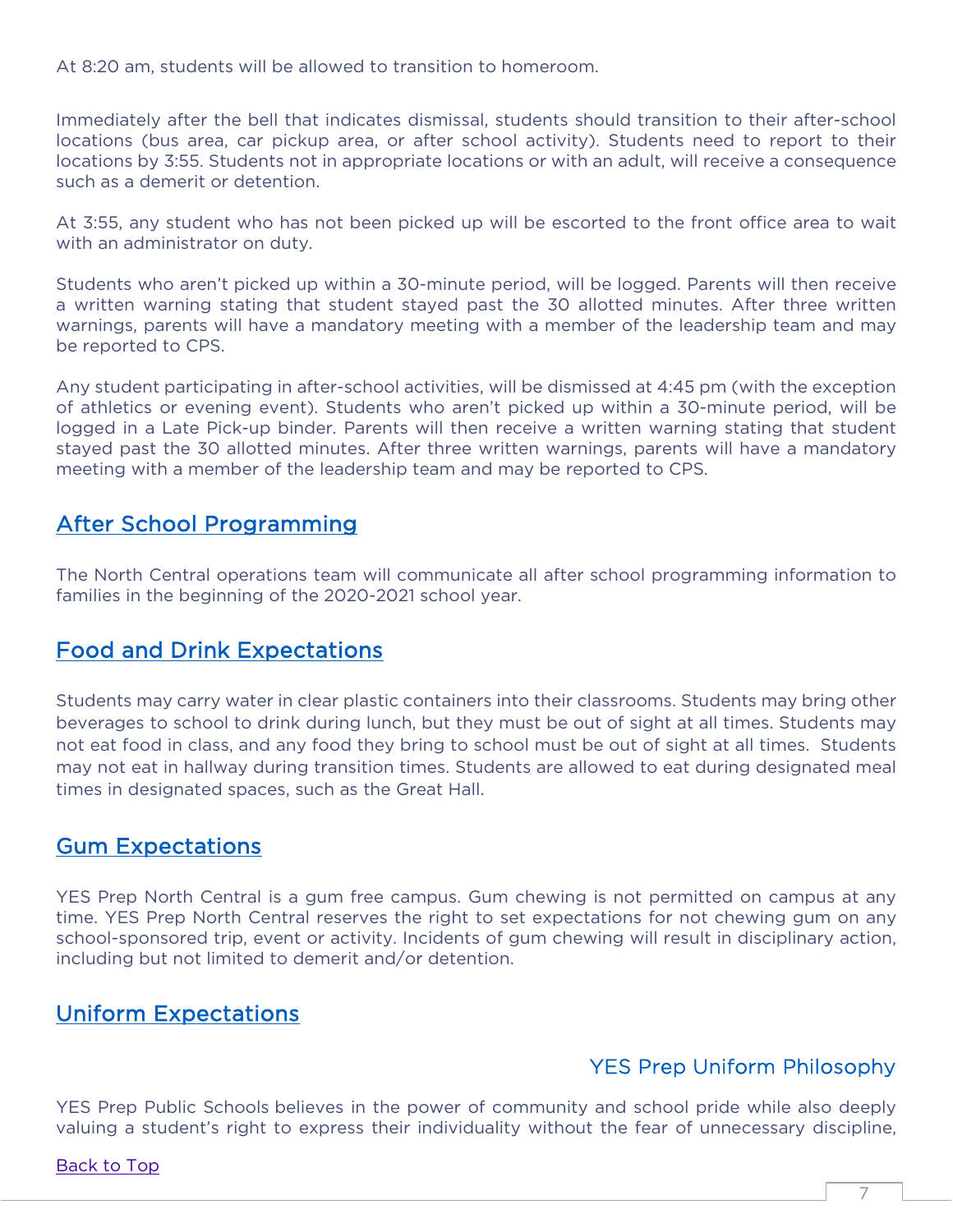At 8:20 am, students will be allowed to transition to homeroom.

Immediately after the bell that indicates dismissal, students should transition to their after-school locations (bus area, car pickup area, or after school activity). Students need to report to their locations by 3:55. Students not in appropriate locations or with an adult, will receive a consequence such as a demerit or detention.

At 3:55, any student who has not been picked up will be escorted to the front office area to wait with an administrator on duty.

Students who aren't picked up within a 30-minute period, will be logged. Parents will then receive a written warning stating that student stayed past the 30 allotted minutes. After three written warnings, parents will have a mandatory meeting with a member of the leadership team and may be reported to CPS.

Any student participating in after-school activities, will be dismissed at 4:45 pm (with the exception of athletics or evening event). Students who aren't picked up within a 30-minute period, will be logged in a Late Pick-up binder. Parents will then receive a written warning stating that student stayed past the 30 allotted minutes. After three written warnings, parents will have a mandatory meeting with a member of the leadership team and may be reported to CPS.

## After School Programming

The North Central operations team will communicate all after school programming information to families in the beginning of the 2020-2021 school year.

## Food and Drink Expectations

Students may carry water in clear plastic containers into their classrooms. Students may bring other beverages to school to drink during lunch, but they must be out of sight at all times. Students may not eat food in class, and any food they bring to school must be out of sight at all times. Students may not eat in hallway during transition times. Students are allowed to eat during designated meal times in designated spaces, such as the Great Hall.

## Gum Expectations

YES Prep North Central is a gum free campus. Gum chewing is not permitted on campus at any time. YES Prep North Central reserves the right to set expectations for not chewing gum on any school-sponsored trip, event or activity. Incidents of gum chewing will result in disciplinary action, including but not limited to demerit and/or detention.

## Uniform Expectations

### YES Prep Uniform Philosophy

YES Prep Public Schools believes in the power of community and school pride while also deeply valuing a student's right to express their individuality without the fear of unnecessary discipline,

Back to Top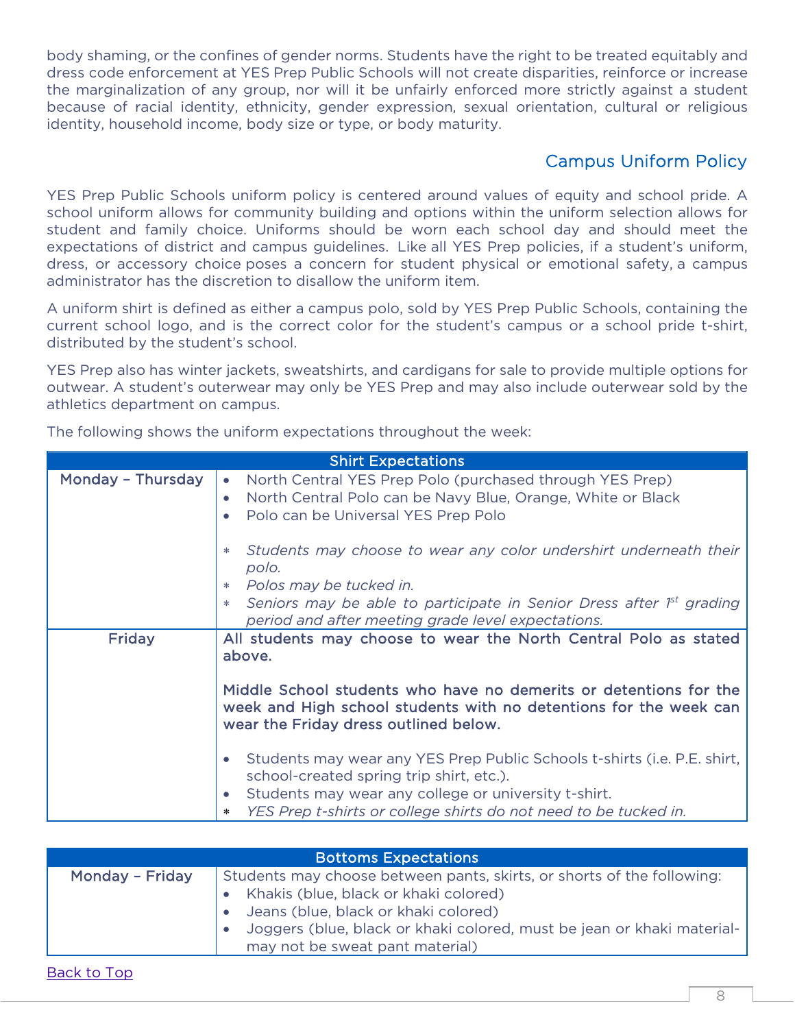body shaming, or the confines of gender norms. Students have the right to be treated equitably and dress code enforcement at YES Prep Public Schools will not create disparities, reinforce or increase the marginalization of any group, nor will it be unfairly enforced more strictly against a student because of racial identity, ethnicity, gender expression, sexual orientation, cultural or religious identity, household income, body size or type, or body maturity.

## Campus Uniform Policy

YES Prep Public Schools uniform policy is centered around values of equity and school pride. A school uniform allows for community building and options within the uniform selection allows for student and family choice. Uniforms should be worn each school day and should meet the expectations of district and campus guidelines. Like all YES Prep policies, if a student's uniform, dress, or accessory choice poses a concern for student physical or emotional safety, a campus administrator has the discretion to disallow the uniform item.

A uniform shirt is defined as either a campus polo, sold by YES Prep Public Schools, containing the current school logo, and is the correct color for the student's campus or a school pride t-shirt, distributed by the student's school.

YES Prep also has winter jackets, sweatshirts, and cardigans for sale to provide multiple options for outwear. A student's outerwear may only be YES Prep and may also include outerwear sold by the athletics department on campus.

The following shows the uniform expectations throughout the week:

| Shirt Expectations | |
|---|---|
| Monday – Thursday | • North Central YES Prep Polo (purchased through YES Prep)<br>• North Central Polo can be Navy Blue, Orange, White or Black<br>• Polo can be Universal YES Prep Polo<br><br>* *Students may choose to wear any color undershirt underneath their polo.*<br>* *Polos may be tucked in.*<br>* *Seniors may be able to participate in Senior Dress after 1st grading period and after meeting grade level expectations.* |
| Friday | **All students may choose to wear the North Central Polo as stated above.**<br><br>**Middle School students who have no demerits or detentions for the week and High school students with no detentions for the week can wear the Friday dress outlined below.**<br><br>• Students may wear any YES Prep Public Schools t-shirts (i.e. P.E. shirt, school-created spring trip shirt, etc.).<br>• Students may wear any college or university t-shirt.<br>* *YES Prep t-shirts or college shirts do not need to be tucked in.* |

| Bottoms Expectations | |
|---|---|
| Monday – Friday | Students may choose between pants, skirts, or shorts of the following:<br>• Khakis (blue, black or khaki colored)<br>• Jeans (blue, black or khaki colored)<br>• Joggers (blue, black or khaki colored, must be jean or khaki material- may not be sweat pant material) |

Back to Top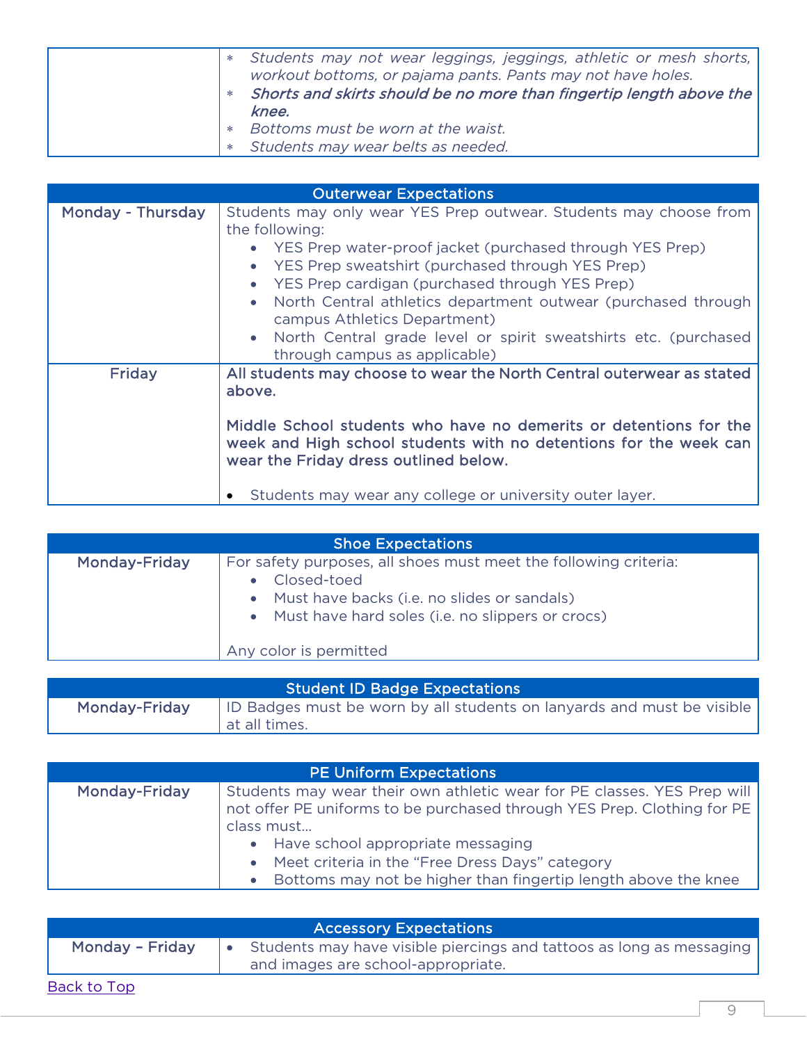| | |
|---|---|
| | * *Students may not wear leggings, jeggings, athletic or mesh shorts, workout bottoms, or pajama pants. Pants may not have holes.* <br> * ***Shorts and skirts should be no more than fingertip length above the knee.*** <br> * *Bottoms must be worn at the waist.* <br> * *Students may wear belts as needed.* |

| Outerwear Expectations | |
|---|---|
| Monday - Thursday | Students may only wear YES Prep outwear. Students may choose from the following: <br> • YES Prep water-proof jacket (purchased through YES Prep) <br> • YES Prep sweatshirt (purchased through YES Prep) <br> • YES Prep cardigan (purchased through YES Prep) <br> • North Central athletics department outwear (purchased through campus Athletics Department) <br> • North Central grade level or spirit sweatshirts etc. (purchased through campus as applicable) |
| Friday | All students may choose to wear the North Central outerwear as stated above. <br><br> Middle School students who have no demerits or detentions for the week and High school students with no detentions for the week can wear the Friday dress outlined below. <br><br> • Students may wear any college or university outer layer. |

| Shoe Expectations | |
|---|---|
| Monday-Friday | For safety purposes, all shoes must meet the following criteria: <br> • Closed-toed <br> • Must have backs (i.e. no slides or sandals) <br> • Must have hard soles (i.e. no slippers or crocs) <br><br> Any color is permitted |

| Student ID Badge Expectations | |
|---|---|
| Monday-Friday | ID Badges must be worn by all students on lanyards and must be visible at all times. |

| PE Uniform Expectations | |
|---|---|
| Monday-Friday | Students may wear their own athletic wear for PE classes. YES Prep will not offer PE uniforms to be purchased through YES Prep. Clothing for PE class must… <br> • Have school appropriate messaging <br> • Meet criteria in the "Free Dress Days" category <br> • Bottoms may not be higher than fingertip length above the knee |

| Accessory Expectations | |
|---|---|
| Monday – Friday | • Students may have visible piercings and tattoos as long as messaging and images are school-appropriate. |

Back to Top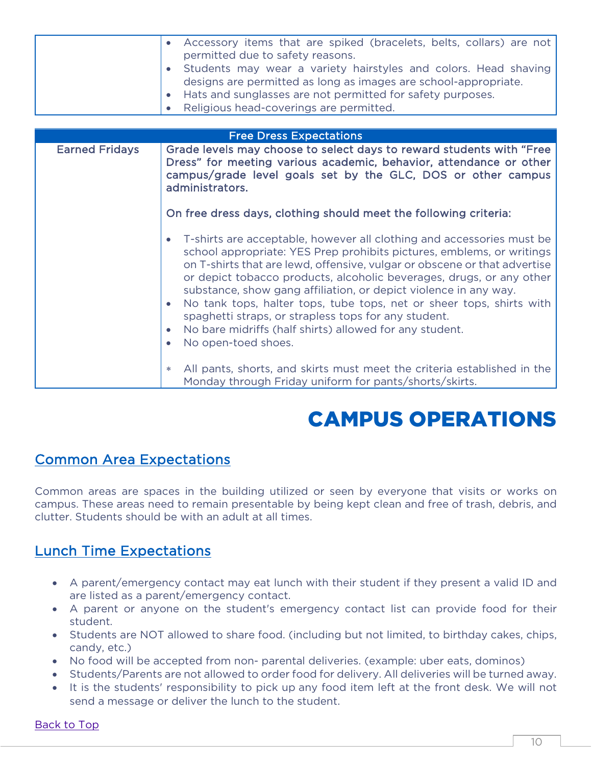|  |  |
|---|---|
|  | • Accessory items that are spiked (bracelets, belts, collars) are not permitted due to safety reasons.<br>• Students may wear a variety hairstyles and colors. Head shaving designs are permitted as long as images are school-appropriate.<br>• Hats and sunglasses are not permitted for safety purposes.<br>• Religious head-coverings are permitted. |

| Free Dress Expectations | |
|---|---|
| Earned Fridays | Grade levels may choose to select days to reward students with "Free Dress" for meeting various academic, behavior, attendance or other campus/grade level goals set by the GLC, DOS or other campus administrators.<br><br>On free dress days, clothing should meet the following criteria:<br><br>• T-shirts are acceptable, however all clothing and accessories must be school appropriate: YES Prep prohibits pictures, emblems, or writings on T-shirts that are lewd, offensive, vulgar or obscene or that advertise or depict tobacco products, alcoholic beverages, drugs, or any other substance, show gang affiliation, or depict violence in any way.<br>• No tank tops, halter tops, tube tops, net or sheer tops, shirts with spaghetti straps, or strapless tops for any student.<br>• No bare midriffs (half shirts) allowed for any student.<br>• No open-toed shoes.<br><br>* All pants, shorts, and skirts must meet the criteria established in the Monday through Friday uniform for pants/shorts/skirts. |

# CAMPUS OPERATIONS

## Common Area Expectations

Common areas are spaces in the building utilized or seen by everyone that visits or works on campus. These areas need to remain presentable by being kept clean and free of trash, debris, and clutter. Students should be with an adult at all times.

## Lunch Time Expectations

- A parent/emergency contact may eat lunch with their student if they present a valid ID and are listed as a parent/emergency contact.
- A parent or anyone on the student's emergency contact list can provide food for their student.
- Students are NOT allowed to share food. (including but not limited, to birthday cakes, chips, candy, etc.)
- No food will be accepted from non- parental deliveries. (example: uber eats, dominos)
- Students/Parents are not allowed to order food for delivery. All deliveries will be turned away.
- It is the students' responsibility to pick up any food item left at the front desk. We will not send a message or deliver the lunch to the student.

Back to Top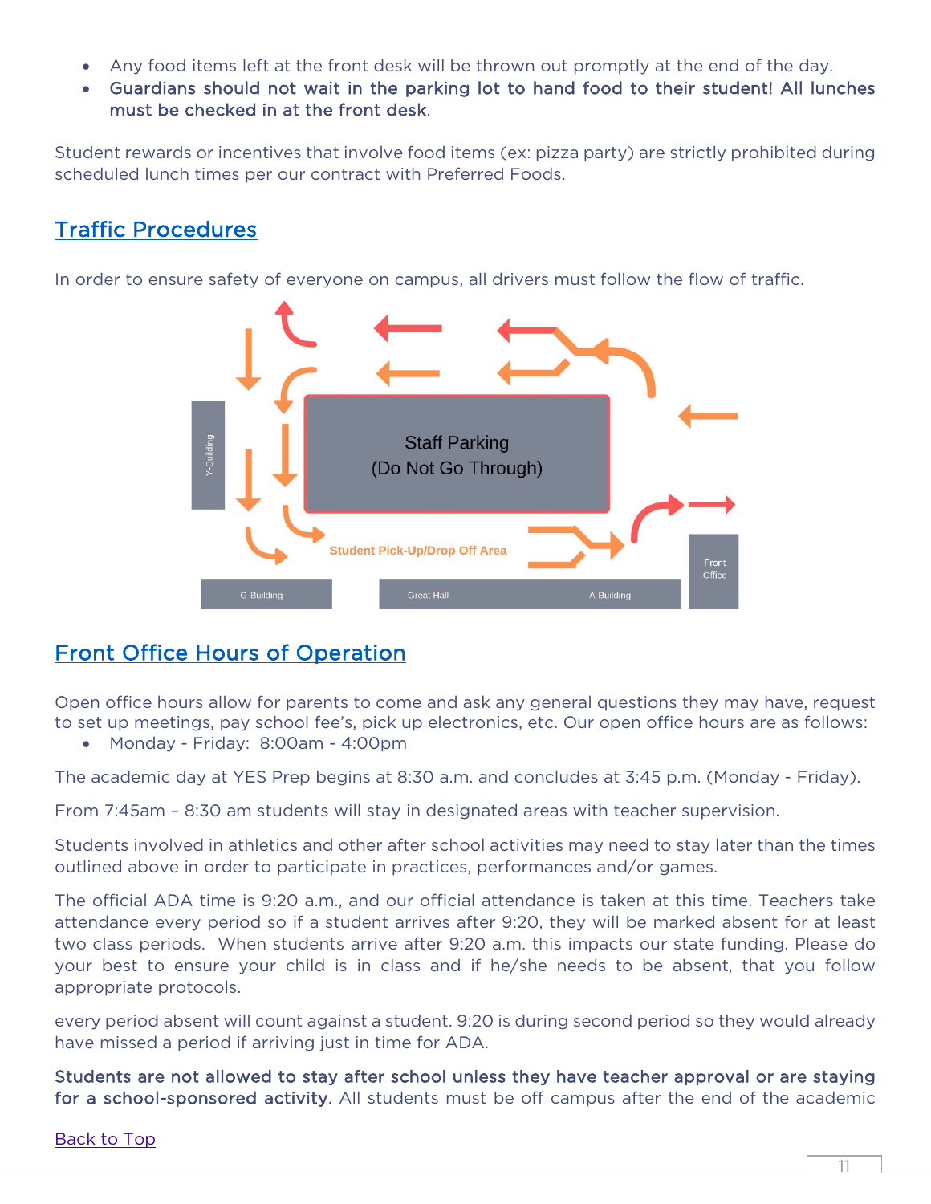- Any food items left at the front desk will be thrown out promptly at the end of the day.
- **Guardians should not wait in the parking lot to hand food to their student! All lunches must be checked in at the front desk**.

Student rewards or incentives that involve food items (ex: pizza party) are strictly prohibited during scheduled lunch times per our contract with Preferred Foods.

## Traffic Procedures

In order to ensure safety of everyone on campus, all drivers must follow the flow of traffic.

Staff Parking
(Do Not Go Through)

Y-Building

Student Pick-Up/Drop Off Area

G-Building | Great Hall | A-Building | Front Office

## Front Office Hours of Operation

Open office hours allow for parents to come and ask any general questions they may have, request to set up meetings, pay school fee's, pick up electronics, etc. Our open office hours are as follows:

- Monday - Friday: 8:00am - 4:00pm

The academic day at YES Prep begins at 8:30 a.m. and concludes at 3:45 p.m. (Monday - Friday).

From 7:45am – 8:30 am students will stay in designated areas with teacher supervision.

Students involved in athletics and other after school activities may need to stay later than the times outlined above in order to participate in practices, performances and/or games.

The official ADA time is 9:20 a.m., and our official attendance is taken at this time. Teachers take attendance every period so if a student arrives after 9:20, they will be marked absent for at least two class periods. When students arrive after 9:20 a.m. this impacts our state funding. Please do your best to ensure your child is in class and if he/she needs to be absent, that you follow appropriate protocols.

every period absent will count against a student. 9:20 is during second period so they would already have missed a period if arriving just in time for ADA.

**Students are not allowed to stay after school unless they have teacher approval or are staying for a school-sponsored activity**. All students must be off campus after the end of the academic

Back to Top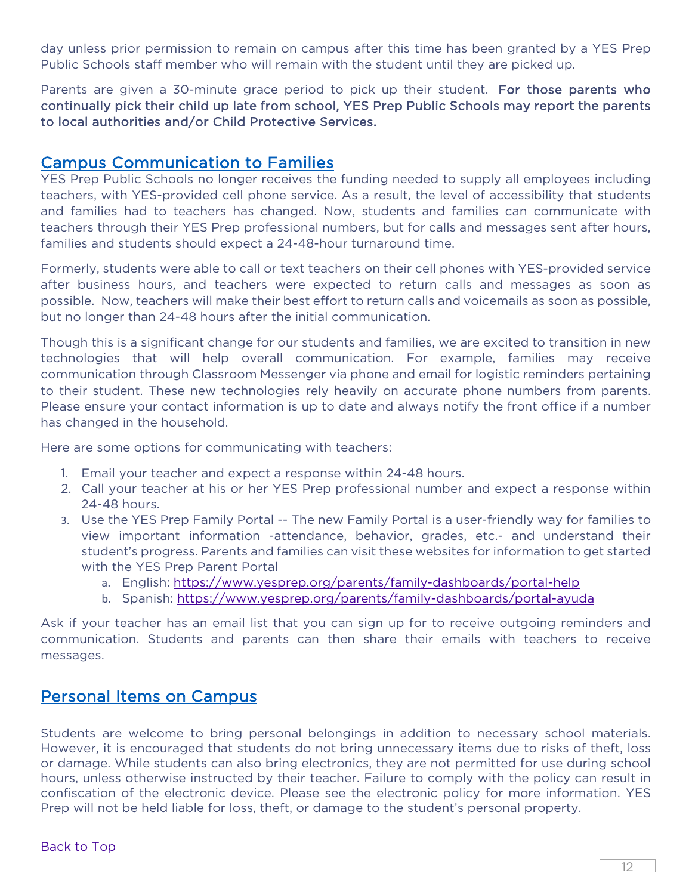day unless prior permission to remain on campus after this time has been granted by a YES Prep Public Schools staff member who will remain with the student until they are picked up.

Parents are given a 30-minute grace period to pick up their student. **For those parents who continually pick their child up late from school, YES Prep Public Schools may report the parents to local authorities and/or Child Protective Services.**

## Campus Communication to Families

YES Prep Public Schools no longer receives the funding needed to supply all employees including teachers, with YES-provided cell phone service. As a result, the level of accessibility that students and families had to teachers has changed. Now, students and families can communicate with teachers through their YES Prep professional numbers, but for calls and messages sent after hours, families and students should expect a 24-48-hour turnaround time.

Formerly, students were able to call or text teachers on their cell phones with YES-provided service after business hours, and teachers were expected to return calls and messages as soon as possible. Now, teachers will make their best effort to return calls and voicemails as soon as possible, but no longer than 24-48 hours after the initial communication.

Though this is a significant change for our students and families, we are excited to transition in new technologies that will help overall communication. For example, families may receive communication through Classroom Messenger via phone and email for logistic reminders pertaining to their student. These new technologies rely heavily on accurate phone numbers from parents. Please ensure your contact information is up to date and always notify the front office if a number has changed in the household.

Here are some options for communicating with teachers:

1. Email your teacher and expect a response within 24-48 hours.
2. Call your teacher at his or her YES Prep professional number and expect a response within 24-48 hours.
3. Use the YES Prep Family Portal -- The new Family Portal is a user-friendly way for families to view important information -attendance, behavior, grades, etc.- and understand their student's progress. Parents and families can visit these websites for information to get started with the YES Prep Parent Portal
   a. English: https://www.yesprep.org/parents/family-dashboards/portal-help
   b. Spanish: https://www.yesprep.org/parents/family-dashboards/portal-ayuda

Ask if your teacher has an email list that you can sign up for to receive outgoing reminders and communication. Students and parents can then share their emails with teachers to receive messages.

## Personal Items on Campus

Students are welcome to bring personal belongings in addition to necessary school materials. However, it is encouraged that students do not bring unnecessary items due to risks of theft, loss or damage. While students can also bring electronics, they are not permitted for use during school hours, unless otherwise instructed by their teacher. Failure to comply with the policy can result in confiscation of the electronic device. Please see the electronic policy for more information. YES Prep will not be held liable for loss, theft, or damage to the student's personal property.

Back to Top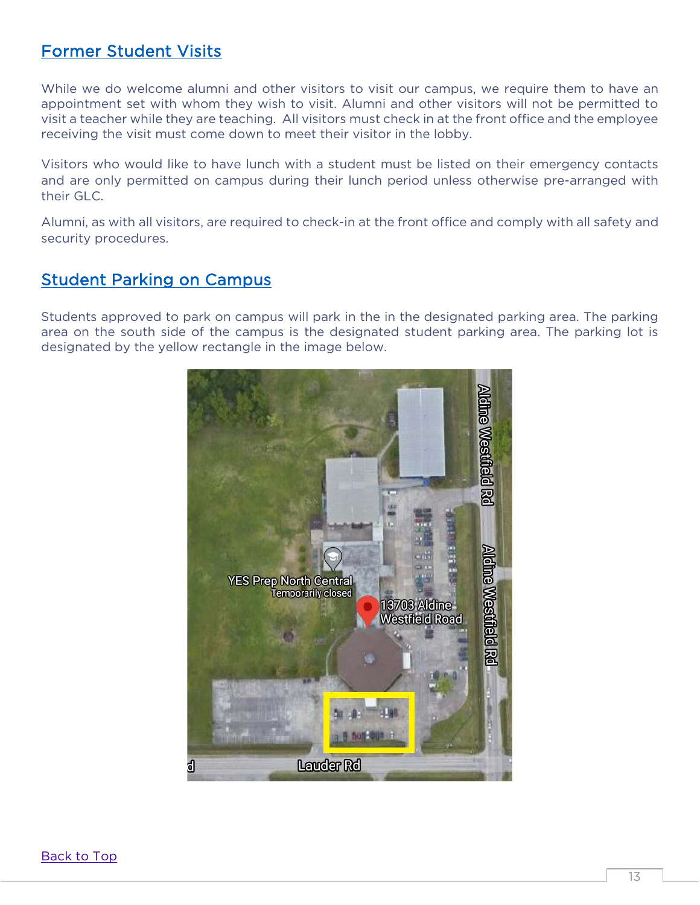## Former Student Visits

While we do welcome alumni and other visitors to visit our campus, we require them to have an appointment set with whom they wish to visit. Alumni and other visitors will not be permitted to visit a teacher while they are teaching.  All visitors must check in at the front office and the employee receiving the visit must come down to meet their visitor in the lobby.

Visitors who would like to have lunch with a student must be listed on their emergency contacts and are only permitted on campus during their lunch period unless otherwise pre-arranged with their GLC.

Alumni, as with all visitors, are required to check-in at the front office and comply with all safety and security procedures.

## Student Parking on Campus

Students approved to park on campus will park in the in the designated parking area. The parking area on the south side of the campus is the designated student parking area. The parking lot is designated by the yellow rectangle in the image below.

Back to Top